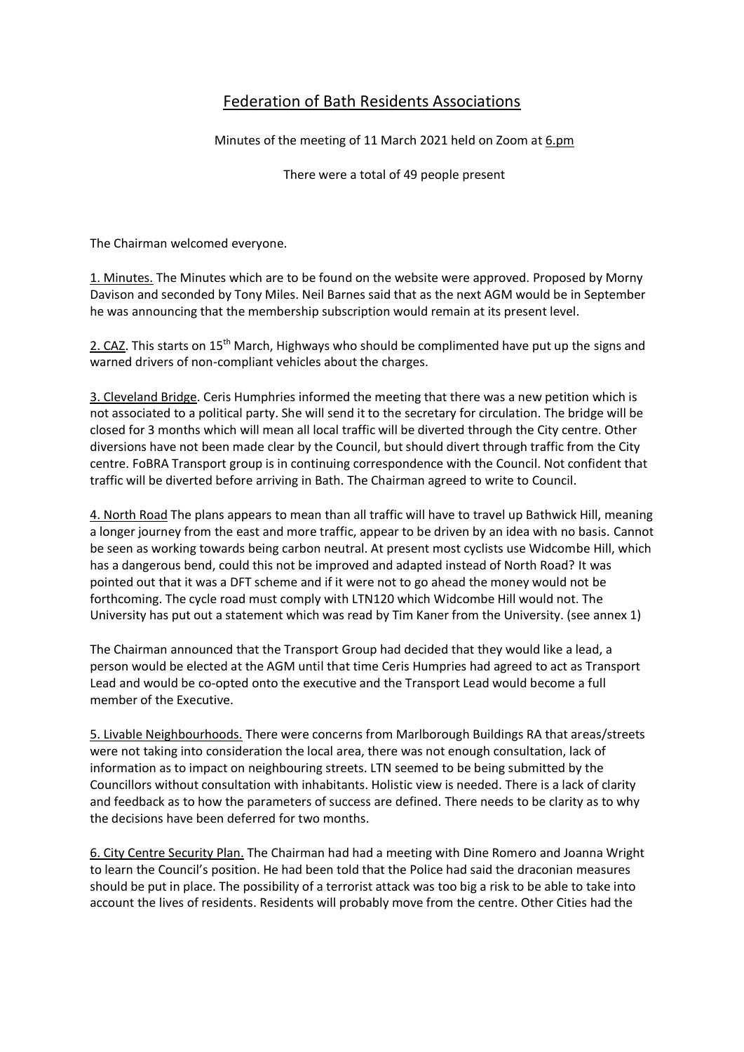# Federation of Bath Residents Associations

Minutes of the meeting of 11 March 2021 held on Zoom at 6.pm

There were a total of 49 people present

The Chairman welcomed everyone.

1. Minutes. The Minutes which are to be found on the website were approved. Proposed by Morny Davison and seconded by Tony Miles. Neil Barnes said that as the next AGM would be in September he was announcing that the membership subscription would remain at its present level.

2. CAZ. This starts on 15th March, Highways who should be complimented have put up the signs and warned drivers of non-compliant vehicles about the charges.

3. Cleveland Bridge. Ceris Humphries informed the meeting that there was a new petition which is not associated to a political party. She will send it to the secretary for circulation. The bridge will be closed for 3 months which will mean all local traffic will be diverted through the City centre. Other diversions have not been made clear by the Council, but should divert through traffic from the City centre. FoBRA Transport group is in continuing correspondence with the Council. Not confident that traffic will be diverted before arriving in Bath. The Chairman agreed to write to Council.

4. North Road The plans appears to mean than all traffic will have to travel up Bathwick Hill, meaning a longer journey from the east and more traffic, appear to be driven by an idea with no basis. Cannot be seen as working towards being carbon neutral. At present most cyclists use Widcombe Hill, which has a dangerous bend, could this not be improved and adapted instead of North Road? It was pointed out that it was a DFT scheme and if it were not to go ahead the money would not be forthcoming. The cycle road must comply with LTN120 which Widcombe Hill would not. The University has put out a statement which was read by Tim Kaner from the University. (see annex 1)

The Chairman announced that the Transport Group had decided that they would like a lead, a person would be elected at the AGM until that time Ceris Humpries had agreed to act as Transport Lead and would be co-opted onto the executive and the Transport Lead would become a full member of the Executive.

5. Livable Neighbourhoods. There were concerns from Marlborough Buildings RA that areas/streets were not taking into consideration the local area, there was not enough consultation, lack of information as to impact on neighbouring streets. LTN seemed to be being submitted by the Councillors without consultation with inhabitants. Holistic view is needed. There is a lack of clarity and feedback as to how the parameters of success are defined. There needs to be clarity as to why the decisions have been deferred for two months.

6. City Centre Security Plan. The Chairman had had a meeting with Dine Romero and Joanna Wright to learn the Council's position. He had been told that the Police had said the draconian measures should be put in place. The possibility of a terrorist attack was too big a risk to be able to take into account the lives of residents. Residents will probably move from the centre. Other Cities had the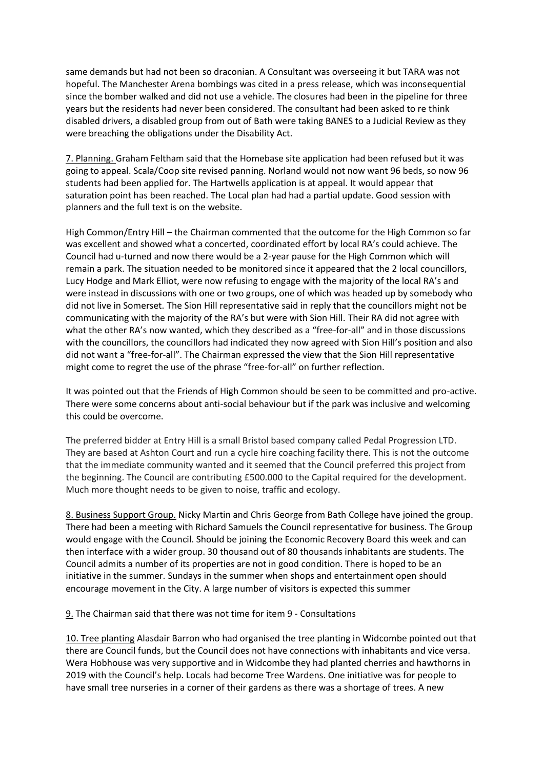same demands but had not been so draconian. A Consultant was overseeing it but TARA was not hopeful. The Manchester Arena bombings was cited in a press release, which was inconsequential since the bomber walked and did not use a vehicle. The closures had been in the pipeline for three years but the residents had never been considered. The consultant had been asked to re think disabled drivers, a disabled group from out of Bath were taking BANES to a Judicial Review as they were breaching the obligations under the Disability Act.

<u>7. Planning.</u> Graham Feltham said that the Homebase site application had been refused but it was going to appeal. Scala/Coop site revised panning. Norland would not now want 96 beds, so now 96 students had been applied for. The Hartwells application is at appeal. It would appear that saturation point has been reached. The Local plan had had a partial update. Good session with planners and the full text is on the website.

High Common/Entry Hill – the Chairman commented that the outcome for the High Common so far was excellent and showed what a concerted, coordinated effort by local RA's could achieve. The Council had u-turned and now there would be a 2-year pause for the High Common which will remain a park. The situation needed to be monitored since it appeared that the 2 local councillors, Lucy Hodge and Mark Elliot, were now refusing to engage with the majority of the local RA's and were instead in discussions with one or two groups, one of which was headed up by somebody who did not live in Somerset. The Sion Hill representative said in reply that the councillors might not be communicating with the majority of the RA's but were with Sion Hill. Their RA did not agree with what the other RA's now wanted, which they described as a "free-for-all" and in those discussions with the councillors, the councillors had indicated they now agreed with Sion Hill's position and also did not want a "free-for-all". The Chairman expressed the view that the Sion Hill representative might come to regret the use of the phrase "free-for-all" on further reflection.

It was pointed out that the Friends of High Common should be seen to be committed and pro-active. There were some concerns about anti-social behaviour but if the park was inclusive and welcoming this could be overcome.

The preferred bidder at Entry Hill is a small Bristol based company called Pedal Progression LTD. They are based at Ashton Court and run a cycle hire coaching facility there. This is not the outcome that the immediate community wanted and it seemed that the Council preferred this project from the beginning. The Council are contributing £500.000 to the Capital required for the development. Much more thought needs to be given to noise, traffic and ecology.

<u>8. Business Support Group.</u> Nicky Martin and Chris George from Bath College have joined the group. There had been a meeting with Richard Samuels the Council representative for business. The Group would engage with the Council. Should be joining the Economic Recovery Board this week and can then interface with a wider group. 30 thousand out of 80 thousands inhabitants are students. The Council admits a number of its properties are not in good condition. There is hoped to be an initiative in the summer. Sundays in the summer when shops and entertainment open should encourage movement in the City. A large number of visitors is expected this summer

<u>9.</u> The Chairman said that there was not time for item 9 - Consultations

<u>10. Tree planting</u> Alasdair Barron who had organised the tree planting in Widcombe pointed out that there are Council funds, but the Council does not have connections with inhabitants and vice versa. Wera Hobhouse was very supportive and in Widcombe they had planted cherries and hawthorns in 2019 with the Council's help. Locals had become Tree Wardens. One initiative was for people to have small tree nurseries in a corner of their gardens as there was a shortage of trees. A new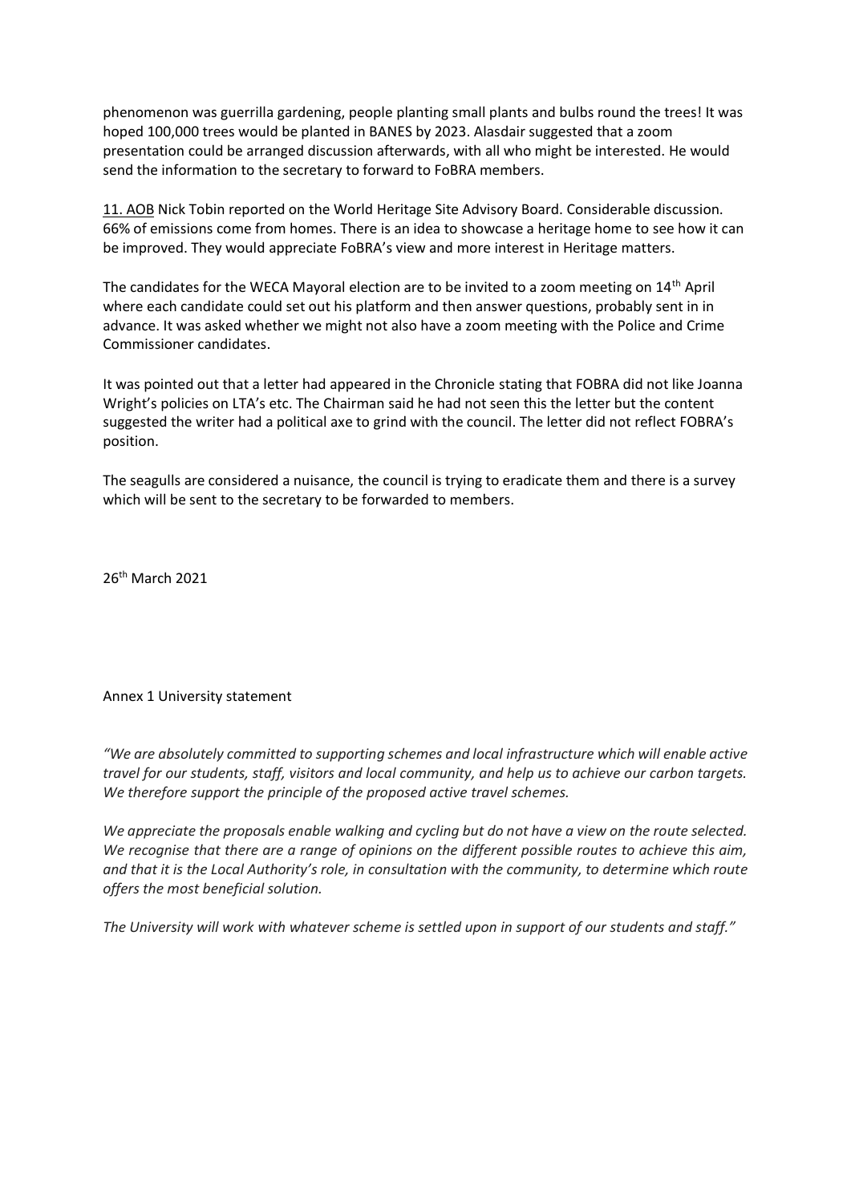phenomenon was guerrilla gardening, people planting small plants and bulbs round the trees! It was hoped 100,000 trees would be planted in BANES by 2023. Alasdair suggested that a zoom presentation could be arranged discussion afterwards, with all who might be interested. He would send the information to the secretary to forward to FoBRA members.

11. AOB Nick Tobin reported on the World Heritage Site Advisory Board. Considerable discussion. 66% of emissions come from homes. There is an idea to showcase a heritage home to see how it can be improved. They would appreciate FoBRA's view and more interest in Heritage matters.

The candidates for the WECA Mayoral election are to be invited to a zoom meeting on 14th April where each candidate could set out his platform and then answer questions, probably sent in in advance. It was asked whether we might not also have a zoom meeting with the Police and Crime Commissioner candidates.

It was pointed out that a letter had appeared in the Chronicle stating that FOBRA did not like Joanna Wright's policies on LTA's etc. The Chairman said he had not seen this the letter but the content suggested the writer had a political axe to grind with the council. The letter did not reflect FOBRA's position.

The seagulls are considered a nuisance, the council is trying to eradicate them and there is a survey which will be sent to the secretary to be forwarded to members.

26th March 2021

Annex 1 University statement

*"We are absolutely committed to supporting schemes and local infrastructure which will enable active travel for our students, staff, visitors and local community, and help us to achieve our carbon targets. We therefore support the principle of the proposed active travel schemes.*

*We appreciate the proposals enable walking and cycling but do not have a view on the route selected. We recognise that there are a range of opinions on the different possible routes to achieve this aim, and that it is the Local Authority's role, in consultation with the community, to determine which route offers the most beneficial solution.*

*The University will work with whatever scheme is settled upon in support of our students and staff."*